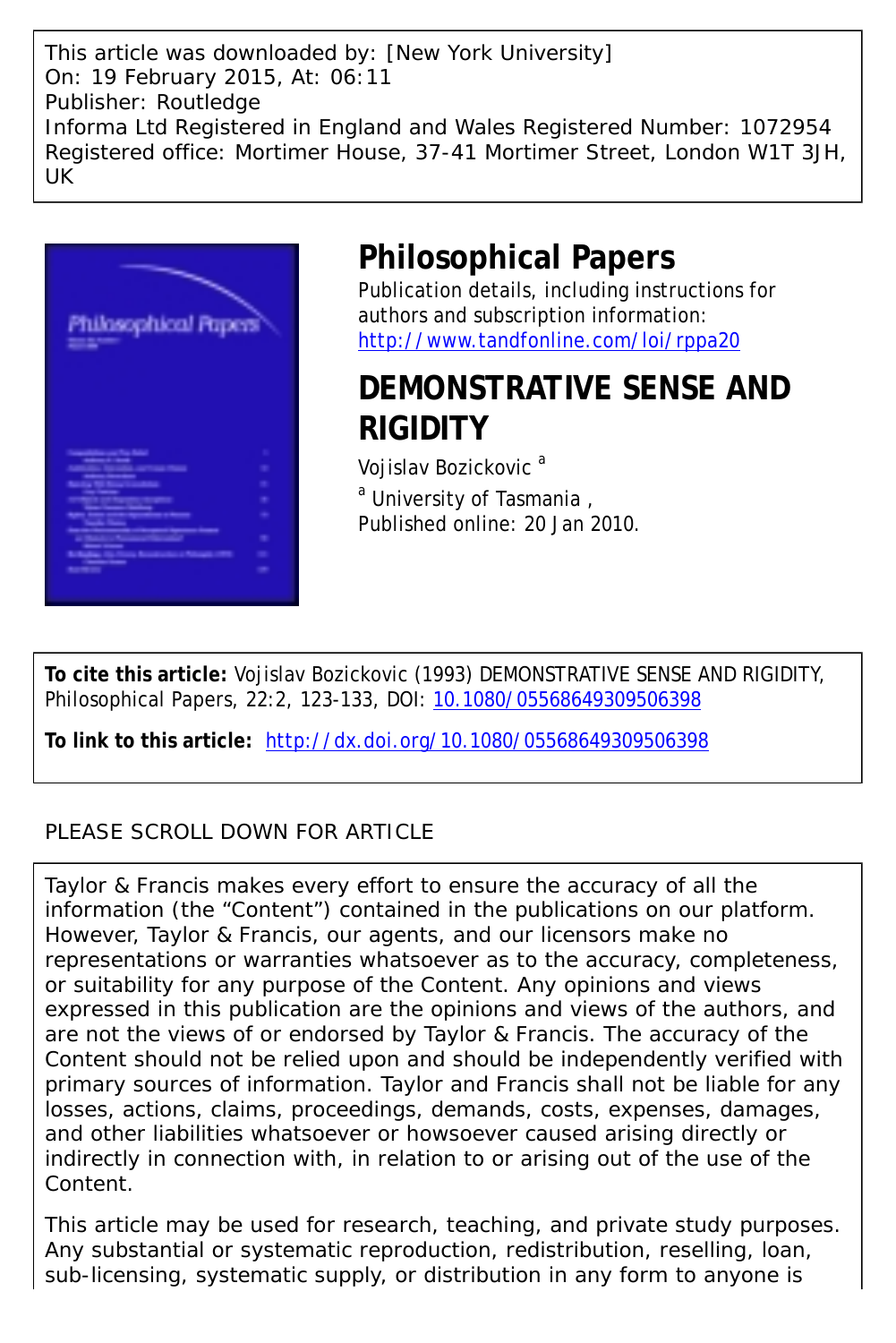This article was downloaded by: [New York University]
On: 19 February 2015, At: 06:11
Publisher: Routledge
Informa Ltd Registered in England and Wales Registered Number: 1072954
Registered office: Mortimer House, 37-41 Mortimer Street, London W1T 3JH, UK

# Philosophical Papers

Publication details, including instructions for authors and subscription information:
http://www.tandfonline.com/loi/rppa20

## DEMONSTRATIVE SENSE AND RIGIDITY

Vojislav Bozickovic [a]

[a] University of Tasmania ,
Published online: 20 Jan 2010.

**To cite this article:** Vojislav Bozickovic (1993) DEMONSTRATIVE SENSE AND RIGIDITY, Philosophical Papers, 22:2, 123-133, DOI: 10.1080/05568649309506398

**To link to this article:** http://dx.doi.org/10.1080/05568649309506398

PLEASE SCROLL DOWN FOR ARTICLE

Taylor & Francis makes every effort to ensure the accuracy of all the information (the "Content") contained in the publications on our platform. However, Taylor & Francis, our agents, and our licensors make no representations or warranties whatsoever as to the accuracy, completeness, or suitability for any purpose of the Content. Any opinions and views expressed in this publication are the opinions and views of the authors, and are not the views of or endorsed by Taylor & Francis. The accuracy of the Content should not be relied upon and should be independently verified with primary sources of information. Taylor and Francis shall not be liable for any losses, actions, claims, proceedings, demands, costs, expenses, damages, and other liabilities whatsoever or howsoever caused arising directly or indirectly in connection with, in relation to or arising out of the use of the Content.

This article may be used for research, teaching, and private study purposes. Any substantial or systematic reproduction, redistribution, reselling, loan, sub-licensing, systematic supply, or distribution in any form to anyone is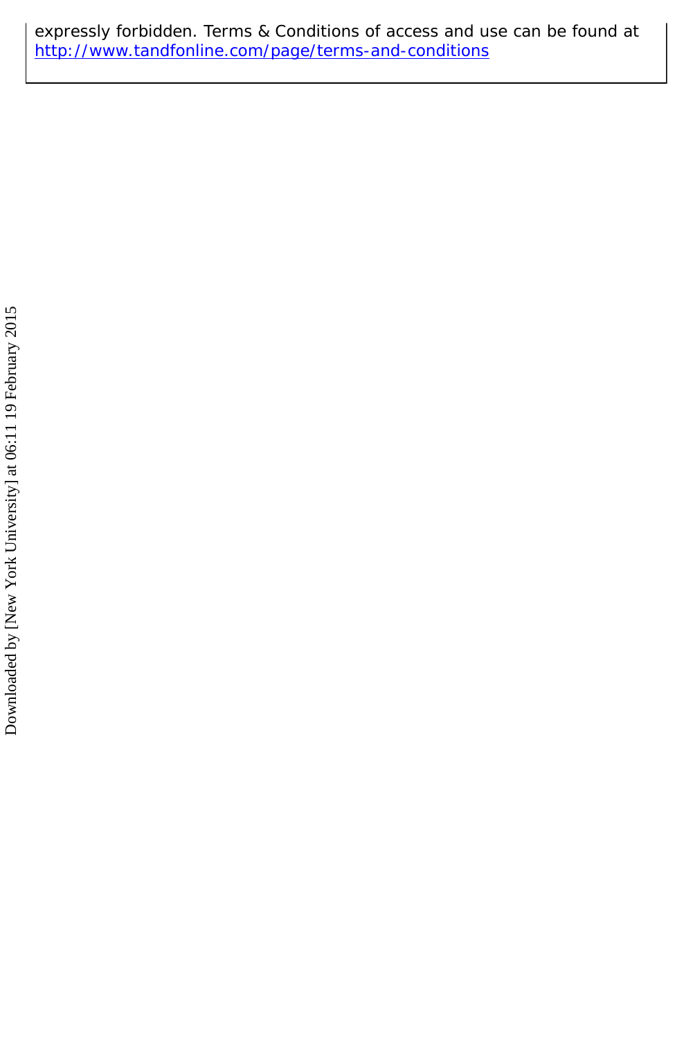expressly forbidden. Terms & Conditions of access and use can be found at http://www.tandfonline.com/page/terms-and-conditions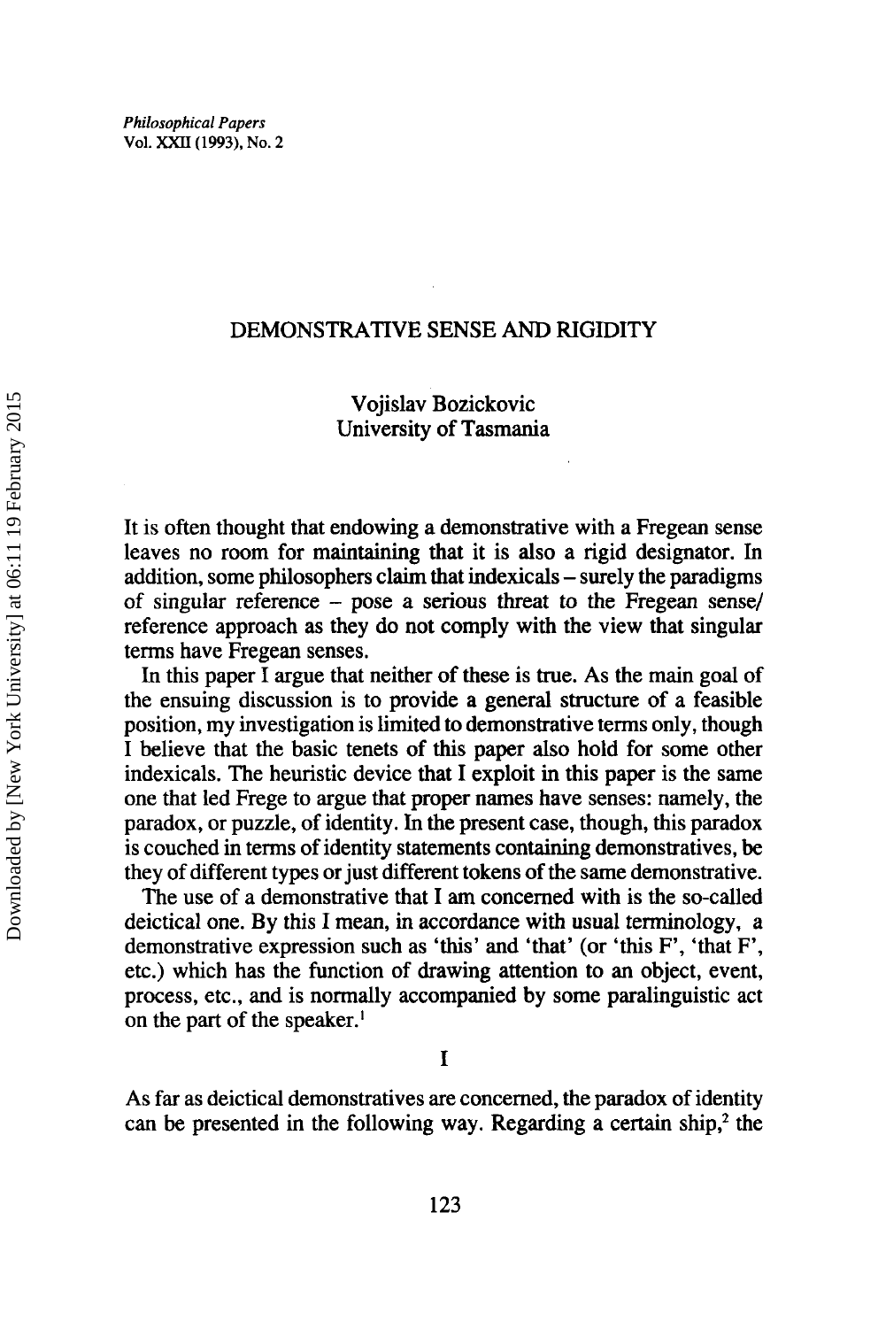# DEMONSTRATIVE SENSE AND RIGIDITY

Vojislav Bozickovic
University of Tasmania

It is often thought that endowing a demonstrative with a Fregean sense leaves no room for maintaining that it is also a rigid designator. In addition, some philosophers claim that indexicals – surely the paradigms of singular reference – pose a serious threat to the Fregean sense/reference approach as they do not comply with the view that singular terms have Fregean senses.

In this paper I argue that neither of these is true. As the main goal of the ensuing discussion is to provide a general structure of a feasible position, my investigation is limited to demonstrative terms only, though I believe that the basic tenets of this paper also hold for some other indexicals. The heuristic device that I exploit in this paper is the same one that led Frege to argue that proper names have senses: namely, the paradox, or puzzle, of identity. In the present case, though, this paradox is couched in terms of identity statements containing demonstratives, be they of different types or just different tokens of the same demonstrative.

The use of a demonstrative that I am concerned with is the so-called deictical one. By this I mean, in accordance with usual terminology, a demonstrative expression such as 'this' and 'that' (or 'this F', 'that F', etc.) which has the function of drawing attention to an object, event, process, etc., and is normally accompanied by some paralinguistic act on the part of the speaker.[1]

## I

As far as deictical demonstratives are concerned, the paradox of identity can be presented in the following way. Regarding a certain ship,[2] the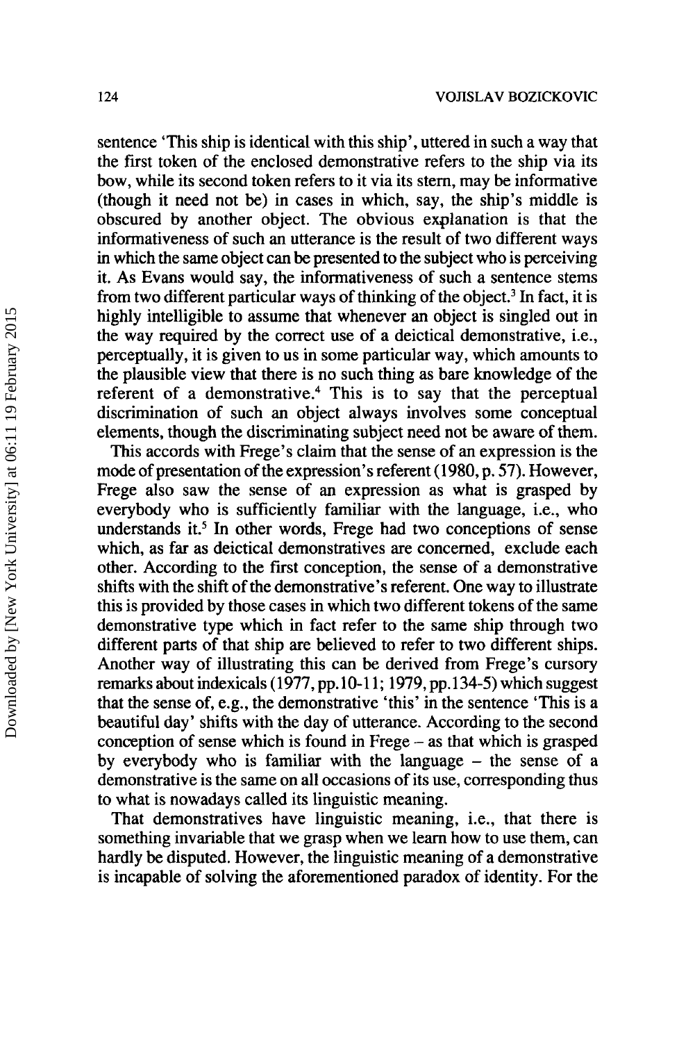sentence 'This ship is identical with this ship', uttered in such a way that the first token of the enclosed demonstrative refers to the ship via its bow, while its second token refers to it via its stern, may be informative (though it need not be) in cases in which, say, the ship's middle is obscured by another object. The obvious explanation is that the informativeness of such an utterance is the result of two different ways in which the same object can be presented to the subject who is perceiving it. As Evans would say, the informativeness of such a sentence stems from two different particular ways of thinking of the object.[3] In fact, it is highly intelligible to assume that whenever an object is singled out in the way required by the correct use of a deictical demonstrative, i.e., perceptually, it is given to us in some particular way, which amounts to the plausible view that there is no such thing as bare knowledge of the referent of a demonstrative.[4] This is to say that the perceptual discrimination of such an object always involves some conceptual elements, though the discriminating subject need not be aware of them.

This accords with Frege's claim that the sense of an expression is the mode of presentation of the expression's referent (1980, p. 57). However, Frege also saw the sense of an expression as what is grasped by everybody who is sufficiently familiar with the language, i.e., who understands it.[5] In other words, Frege had two conceptions of sense which, as far as deictical demonstratives are concerned, exclude each other. According to the first conception, the sense of a demonstrative shifts with the shift of the demonstrative's referent. One way to illustrate this is provided by those cases in which two different tokens of the same demonstrative type which in fact refer to the same ship through two different parts of that ship are believed to refer to two different ships. Another way of illustrating this can be derived from Frege's cursory remarks about indexicals (1977, pp.10-11; 1979, pp.134-5) which suggest that the sense of, e.g., the demonstrative 'this' in the sentence 'This is a beautiful day' shifts with the day of utterance. According to the second conception of sense which is found in Frege – as that which is grasped by everybody who is familiar with the language – the sense of a demonstrative is the same on all occasions of its use, corresponding thus to what is nowadays called its linguistic meaning.

That demonstratives have linguistic meaning, i.e., that there is something invariable that we grasp when we learn how to use them, can hardly be disputed. However, the linguistic meaning of a demonstrative is incapable of solving the aforementioned paradox of identity. For the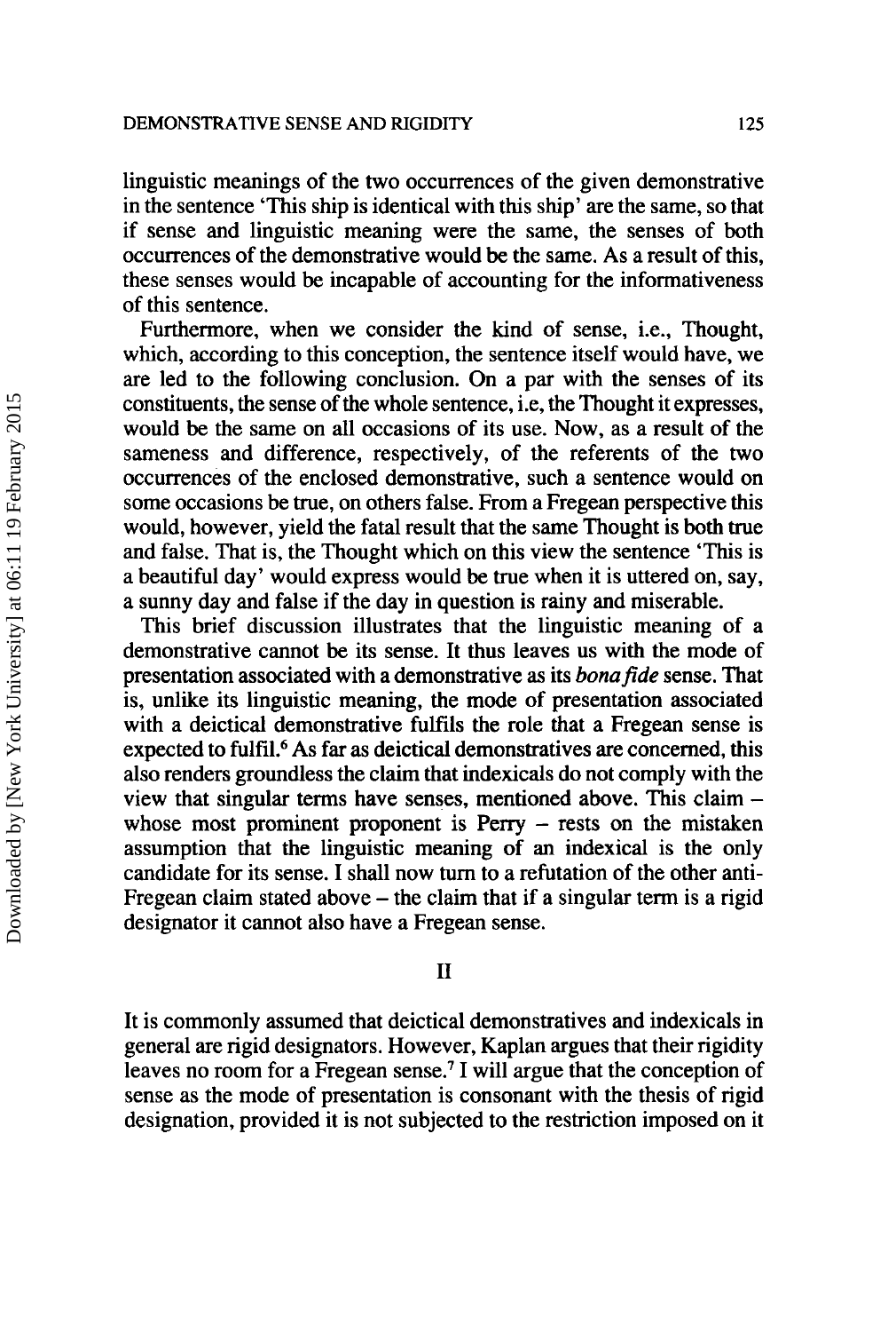linguistic meanings of the two occurrences of the given demonstrative in the sentence 'This ship is identical with this ship' are the same, so that if sense and linguistic meaning were the same, the senses of both occurrences of the demonstrative would be the same. As a result of this, these senses would be incapable of accounting for the informativeness of this sentence.

Furthermore, when we consider the kind of sense, i.e., Thought, which, according to this conception, the sentence itself would have, we are led to the following conclusion. On a par with the senses of its constituents, the sense of the whole sentence, i.e, the Thought it expresses, would be the same on all occasions of its use. Now, as a result of the sameness and difference, respectively, of the referents of the two occurrences of the enclosed demonstrative, such a sentence would on some occasions be true, on others false. From a Fregean perspective this would, however, yield the fatal result that the same Thought is both true and false. That is, the Thought which on this view the sentence 'This is a beautiful day' would express would be true when it is uttered on, say, a sunny day and false if the day in question is rainy and miserable.

This brief discussion illustrates that the linguistic meaning of a demonstrative cannot be its sense. It thus leaves us with the mode of presentation associated with a demonstrative as its *bona fide* sense. That is, unlike its linguistic meaning, the mode of presentation associated with a deictical demonstrative fulfils the role that a Fregean sense is expected to fulfil.[6] As far as deictical demonstratives are concerned, this also renders groundless the claim that indexicals do not comply with the view that singular terms have senses, mentioned above. This claim – whose most prominent proponent is Perry – rests on the mistaken assumption that the linguistic meaning of an indexical is the only candidate for its sense. I shall now turn to a refutation of the other anti-Fregean claim stated above – the claim that if a singular term is a rigid designator it cannot also have a Fregean sense.

## II

It is commonly assumed that deictical demonstratives and indexicals in general are rigid designators. However, Kaplan argues that their rigidity leaves no room for a Fregean sense.[7] I will argue that the conception of sense as the mode of presentation is consonant with the thesis of rigid designation, provided it is not subjected to the restriction imposed on it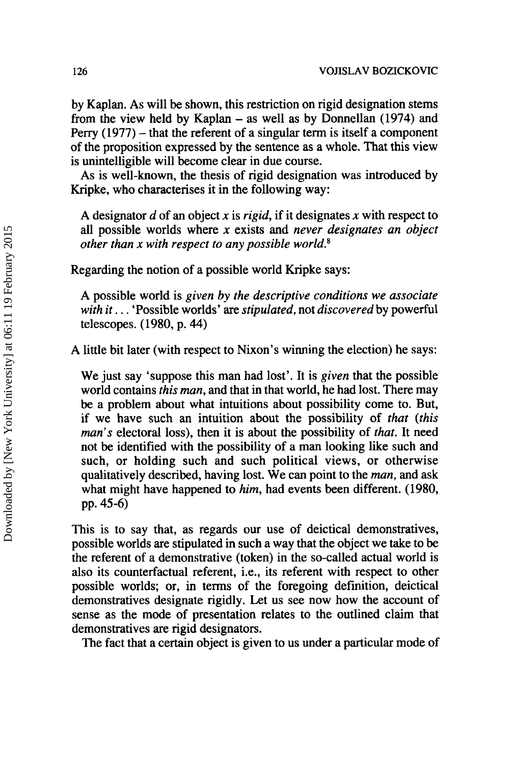by Kaplan. As will be shown, this restriction on rigid designation stems from the view held by Kaplan – as well as by Donnellan (1974) and Perry (1977) – that the referent of a singular term is itself a component of the proposition expressed by the sentence as a whole. That this view is unintelligible will become clear in due course.

As is well-known, the thesis of rigid designation was introduced by Kripke, who characterises it in the following way:

> A designator *d* of an object *x* is *rigid*, if it designates *x* with respect to all possible worlds where *x* exists and *never designates an object other than x with respect to any possible world.*[8]

Regarding the notion of a possible world Kripke says:

> A possible world is *given by the descriptive conditions we associate with it*... 'Possible worlds' are *stipulated*, not *discovered* by powerful telescopes. (1980, p. 44)

A little bit later (with respect to Nixon's winning the election) he says:

> We just say 'suppose this man had lost'. It is *given* that the possible world contains *this man*, and that in that world, he had lost. There may be a problem about what intuitions about possibility come to. But, if we have such an intuition about the possibility of *that* (*this man's* electoral loss), then it is about the possibility of *that*. It need not be identified with the possibility of a man looking like such and such, or holding such and such political views, or otherwise qualitatively described, having lost. We can point to the *man*, and ask what might have happened to *him*, had events been different. (1980, pp. 45-6)

This is to say that, as regards our use of deictical demonstratives, possible worlds are stipulated in such a way that the object we take to be the referent of a demonstrative (token) in the so-called actual world is also its counterfactual referent, i.e., its referent with respect to other possible worlds; or, in terms of the foregoing definition, deictical demonstratives designate rigidly. Let us see now how the account of sense as the mode of presentation relates to the outlined claim that demonstratives are rigid designators.

The fact that a certain object is given to us under a particular mode of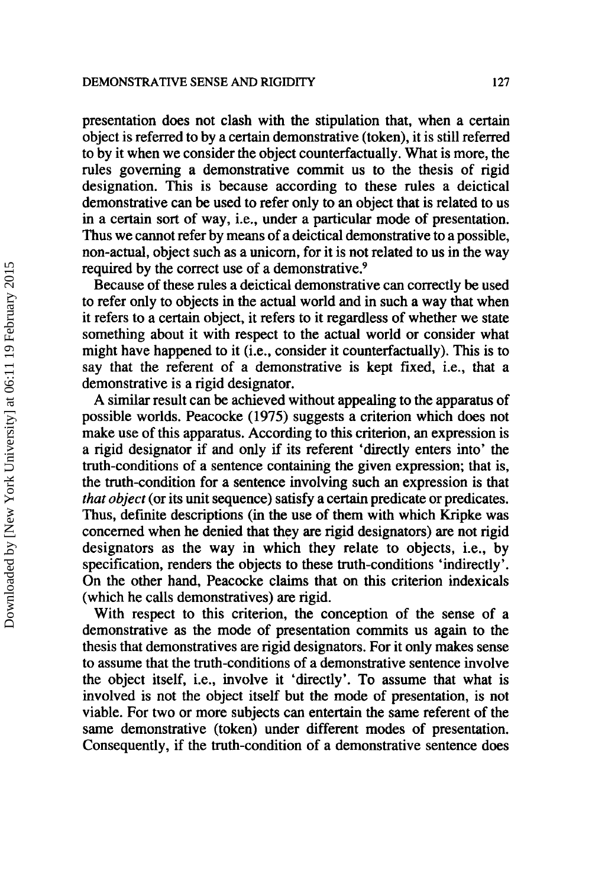presentation does not clash with the stipulation that, when a certain object is referred to by a certain demonstrative (token), it is still referred to by it when we consider the object counterfactually. What is more, the rules governing a demonstrative commit us to the thesis of rigid designation. This is because according to these rules a deictical demonstrative can be used to refer only to an object that is related to us in a certain sort of way, i.e., under a particular mode of presentation. Thus we cannot refer by means of a deictical demonstrative to a possible, non-actual, object such as a unicorn, for it is not related to us in the way required by the correct use of a demonstrative.[9]

Because of these rules a deictical demonstrative can correctly be used to refer only to objects in the actual world and in such a way that when it refers to a certain object, it refers to it regardless of whether we state something about it with respect to the actual world or consider what might have happened to it (i.e., consider it counterfactually). This is to say that the referent of a demonstrative is kept fixed, i.e., that a demonstrative is a rigid designator.

A similar result can be achieved without appealing to the apparatus of possible worlds. Peacocke (1975) suggests a criterion which does not make use of this apparatus. According to this criterion, an expression is a rigid designator if and only if its referent 'directly enters into' the truth-conditions of a sentence containing the given expression; that is, the truth-condition for a sentence involving such an expression is that *that object* (or its unit sequence) satisfy a certain predicate or predicates. Thus, definite descriptions (in the use of them with which Kripke was concerned when he denied that they are rigid designators) are not rigid designators as the way in which they relate to objects, i.e., by specification, renders the objects to these truth-conditions 'indirectly'. On the other hand, Peacocke claims that on this criterion indexicals (which he calls demonstratives) are rigid.

With respect to this criterion, the conception of the sense of a demonstrative as the mode of presentation commits us again to the thesis that demonstratives are rigid designators. For it only makes sense to assume that the truth-conditions of a demonstrative sentence involve the object itself, i.e., involve it 'directly'. To assume that what is involved is not the object itself but the mode of presentation, is not viable. For two or more subjects can entertain the same referent of the same demonstrative (token) under different modes of presentation. Consequently, if the truth-condition of a demonstrative sentence does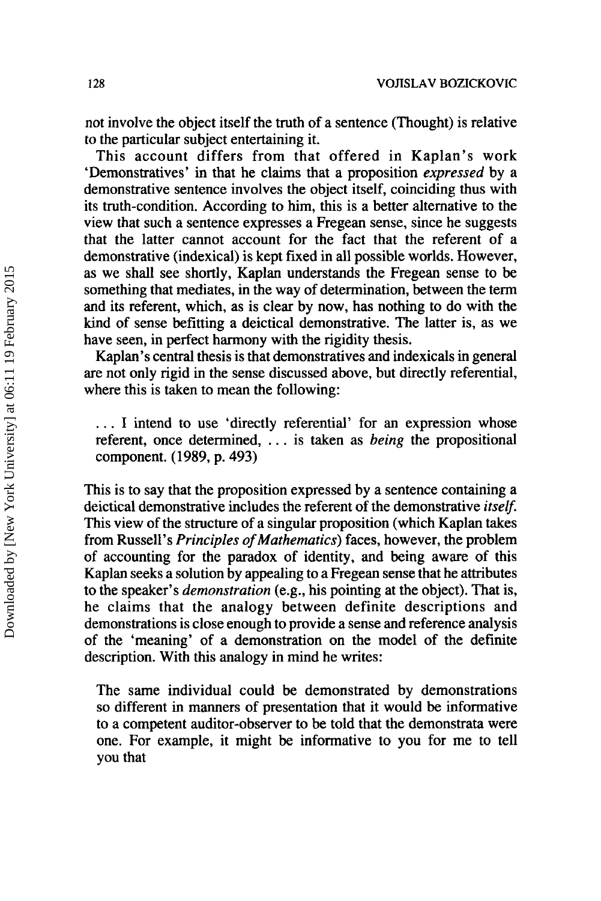not involve the object itself the truth of a sentence (Thought) is relative to the particular subject entertaining it.

This account differs from that offered in Kaplan's work 'Demonstratives' in that he claims that a proposition *expressed* by a demonstrative sentence involves the object itself, coinciding thus with its truth-condition. According to him, this is a better alternative to the view that such a sentence expresses a Fregean sense, since he suggests that the latter cannot account for the fact that the referent of a demonstrative (indexical) is kept fixed in all possible worlds. However, as we shall see shortly, Kaplan understands the Fregean sense to be something that mediates, in the way of determination, between the term and its referent, which, as is clear by now, has nothing to do with the kind of sense befitting a deictical demonstrative. The latter is, as we have seen, in perfect harmony with the rigidity thesis.

Kaplan's central thesis is that demonstratives and indexicals in general are not only rigid in the sense discussed above, but directly referential, where this is taken to mean the following:

> ... I intend to use 'directly referential' for an expression whose referent, once determined, ... is taken as *being* the propositional component. (1989, p. 493)

This is to say that the proposition expressed by a sentence containing a deictical demonstrative includes the referent of the demonstrative *itself*. This view of the structure of a singular proposition (which Kaplan takes from Russell's *Principles of Mathematics*) faces, however, the problem of accounting for the paradox of identity, and being aware of this Kaplan seeks a solution by appealing to a Fregean sense that he attributes to the speaker's *demonstration* (e.g., his pointing at the object). That is, he claims that the analogy between definite descriptions and demonstrations is close enough to provide a sense and reference analysis of the 'meaning' of a demonstration on the model of the definite description. With this analogy in mind he writes:

> The same individual could be demonstrated by demonstrations so different in manners of presentation that it would be informative to a competent auditor-observer to be told that the demonstrata were one. For example, it might be informative to you for me to tell you that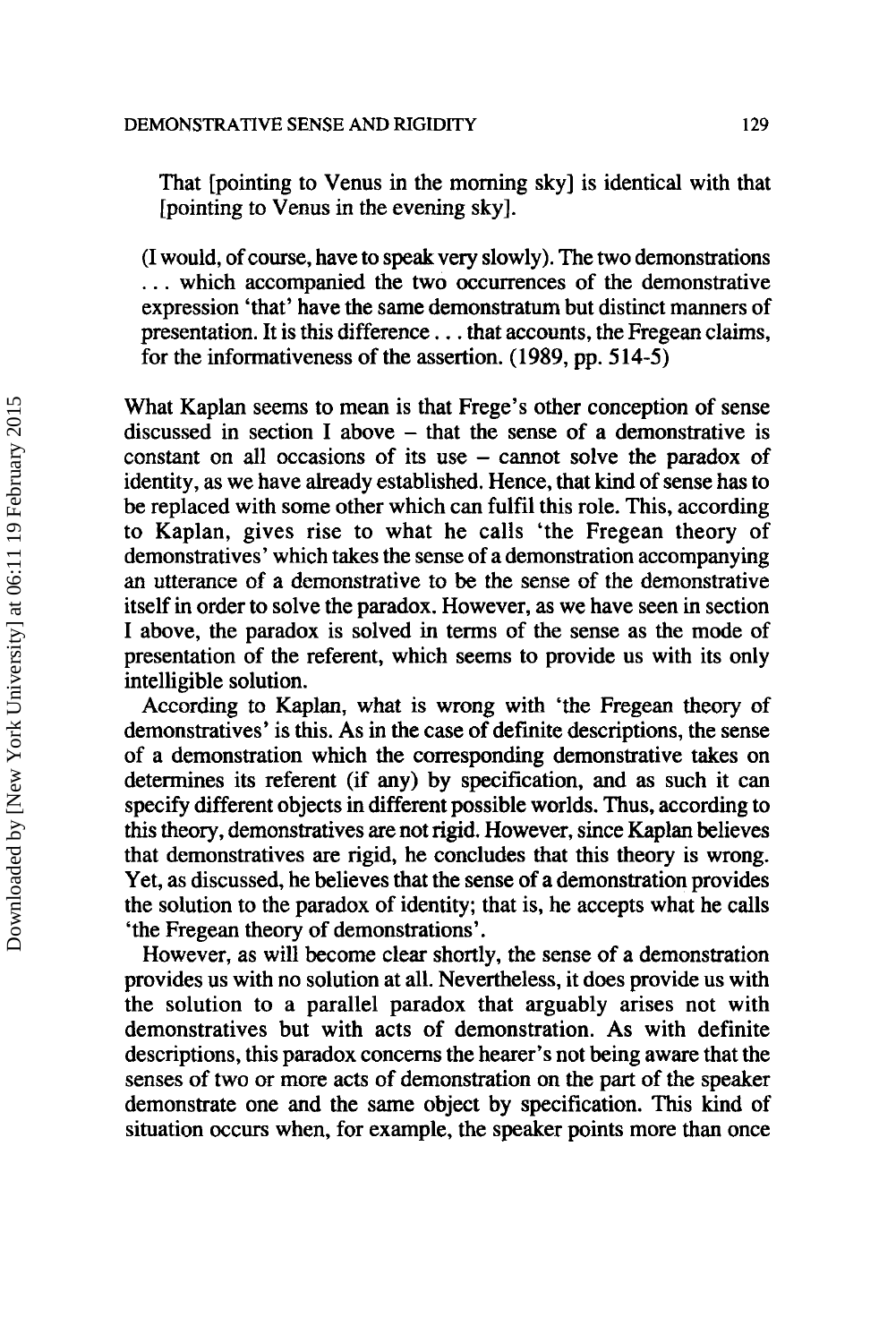> That [pointing to Venus in the morning sky] is identical with that [pointing to Venus in the evening sky].
>
> (I would, of course, have to speak very slowly). The two demonstrations . . . which accompanied the two occurrences of the demonstrative expression 'that' have the same demonstratum but distinct manners of presentation. It is this difference . . . that accounts, the Fregean claims, for the informativeness of the assertion. (1989, pp. 514-5)

What Kaplan seems to mean is that Frege's other conception of sense discussed in section I above – that the sense of a demonstrative is constant on all occasions of its use – cannot solve the paradox of identity, as we have already established. Hence, that kind of sense has to be replaced with some other which can fulfil this role. This, according to Kaplan, gives rise to what he calls 'the Fregean theory of demonstratives' which takes the sense of a demonstration accompanying an utterance of a demonstrative to be the sense of the demonstrative itself in order to solve the paradox. However, as we have seen in section I above, the paradox is solved in terms of the sense as the mode of presentation of the referent, which seems to provide us with its only intelligible solution.

According to Kaplan, what is wrong with 'the Fregean theory of demonstratives' is this. As in the case of definite descriptions, the sense of a demonstration which the corresponding demonstrative takes on determines its referent (if any) by specification, and as such it can specify different objects in different possible worlds. Thus, according to this theory, demonstratives are not rigid. However, since Kaplan believes that demonstratives are rigid, he concludes that this theory is wrong. Yet, as discussed, he believes that the sense of a demonstration provides the solution to the paradox of identity; that is, he accepts what he calls 'the Fregean theory of demonstrations'.

However, as will become clear shortly, the sense of a demonstration provides us with no solution at all. Nevertheless, it does provide us with the solution to a parallel paradox that arguably arises not with demonstratives but with acts of demonstration. As with definite descriptions, this paradox concerns the hearer's not being aware that the senses of two or more acts of demonstration on the part of the speaker demonstrate one and the same object by specification. This kind of situation occurs when, for example, the speaker points more than once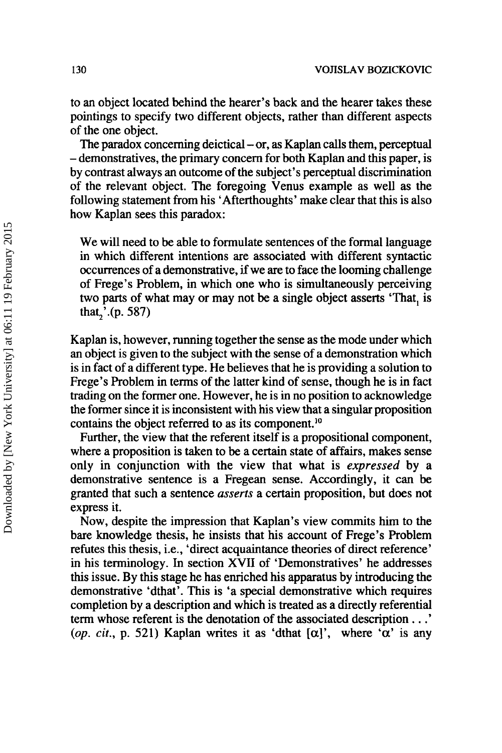to an object located behind the hearer's back and the hearer takes these pointings to specify two different objects, rather than different aspects of the one object.

The paradox concerning deictical – or, as Kaplan calls them, perceptual – demonstratives, the primary concern for both Kaplan and this paper, is by contrast always an outcome of the subject's perceptual discrimination of the relevant object. The foregoing Venus example as well as the following statement from his 'Afterthoughts' make clear that this is also how Kaplan sees this paradox:

> We will need to be able to formulate sentences of the formal language in which different intentions are associated with different syntactic occurrences of a demonstrative, if we are to face the looming challenge of Frege's Problem, in which one who is simultaneously perceiving two parts of what may or may not be a single object asserts 'That$_1$ is that$_2$'.(p. 587)

Kaplan is, however, running together the sense as the mode under which an object is given to the subject with the sense of a demonstration which is in fact of a different type. He believes that he is providing a solution to Frege's Problem in terms of the latter kind of sense, though he is in fact trading on the former one. However, he is in no position to acknowledge the former since it is inconsistent with his view that a singular proposition contains the object referred to as its component.[10]

Further, the view that the referent itself is a propositional component, where a proposition is taken to be a certain state of affairs, makes sense only in conjunction with the view that what is *expressed* by a demonstrative sentence is a Fregean sense. Accordingly, it can be granted that such a sentence *asserts* a certain proposition, but does not express it.

Now, despite the impression that Kaplan's view commits him to the bare knowledge thesis, he insists that his account of Frege's Problem refutes this thesis, i.e., 'direct acquaintance theories of direct reference' in his terminology. In section XVII of 'Demonstratives' he addresses this issue. By this stage he has enriched his apparatus by introducing the demonstrative 'dthat'. This is 'a special demonstrative which requires completion by a description and which is treated as a directly referential term whose referent is the denotation of the associated description . . .' (*op. cit.*, p. 521) Kaplan writes it as 'dthat [$\alpha$]', where '$\alpha$' is any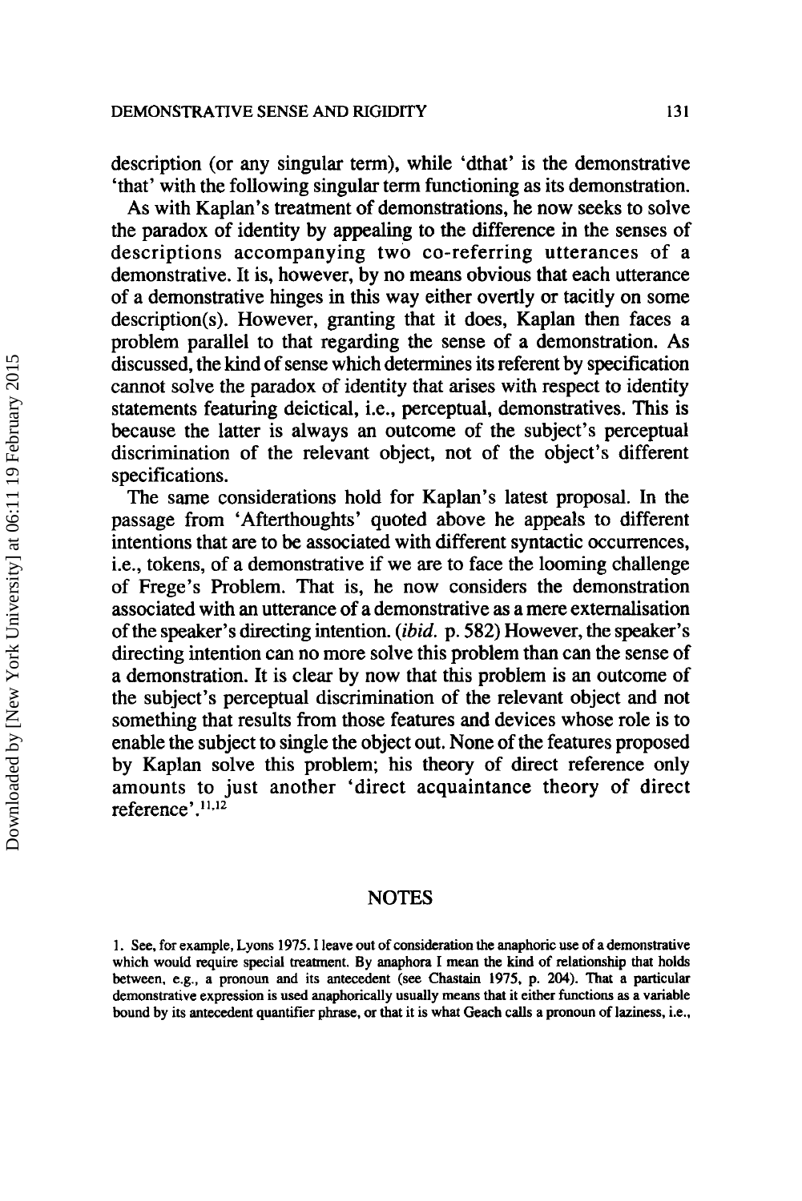description (or any singular term), while 'dthat' is the demonstrative 'that' with the following singular term functioning as its demonstration.

As with Kaplan's treatment of demonstrations, he now seeks to solve the paradox of identity by appealing to the difference in the senses of descriptions accompanying two co-referring utterances of a demonstrative. It is, however, by no means obvious that each utterance of a demonstrative hinges in this way either overtly or tacitly on some description(s). However, granting that it does, Kaplan then faces a problem parallel to that regarding the sense of a demonstration. As discussed, the kind of sense which determines its referent by specification cannot solve the paradox of identity that arises with respect to identity statements featuring deictical, i.e., perceptual, demonstratives. This is because the latter is always an outcome of the subject's perceptual discrimination of the relevant object, not of the object's different specifications.

The same considerations hold for Kaplan's latest proposal. In the passage from 'Afterthoughts' quoted above he appeals to different intentions that are to be associated with different syntactic occurrences, i.e., tokens, of a demonstrative if we are to face the looming challenge of Frege's Problem. That is, he now considers the demonstration associated with an utterance of a demonstrative as a mere externalisation of the speaker's directing intention. (*ibid.* p. 582) However, the speaker's directing intention can no more solve this problem than can the sense of a demonstration. It is clear by now that this problem is an outcome of the subject's perceptual discrimination of the relevant object and not something that results from those features and devices whose role is to enable the subject to single the object out. None of the features proposed by Kaplan solve this problem; his theory of direct reference only amounts to just another 'direct acquaintance theory of direct reference'.[11,12]

## NOTES

1. See, for example, Lyons 1975. I leave out of consideration the anaphoric use of a demonstrative which would require special treatment. By anaphora I mean the kind of relationship that holds between, e.g., a pronoun and its antecedent (see Chastain 1975, p. 204). That a particular demonstrative expression is used anaphorically usually means that it either functions as a variable bound by its antecedent quantifier phrase, or that it is what Geach calls a pronoun of laziness, i.e.,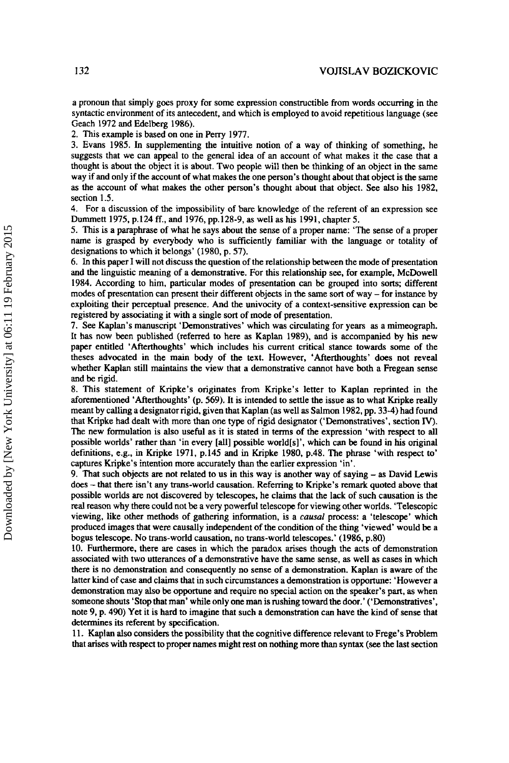a pronoun that simply goes proxy for some expression constructible from words occurring in the syntactic environment of its antecedent, and which is employed to avoid repetitious language (see Geach 1972 and Edelberg 1986).

2. This example is based on one in Perry 1977.

3. Evans 1985. In supplementing the intuitive notion of a way of thinking of something, he suggests that we can appeal to the general idea of an account of what makes it the case that a thought is about the object it is about. Two people will then be thinking of an object in the same way if and only if the account of what makes the one person's thought about that object is the same as the account of what makes the other person's thought about that object. See also his 1982, section 1.5.

4. For a discussion of the impossibility of bare knowledge of the referent of an expression see Dummett 1975, p.124 ff., and 1976, pp.128-9, as well as his 1991, chapter 5.

5. This is a paraphrase of what he says about the sense of a proper name: 'The sense of a proper name is grasped by everybody who is sufficiently familiar with the language or totality of designations to which it belongs' (1980, p. 57).

6. In this paper I will not discuss the question of the relationship between the mode of presentation and the linguistic meaning of a demonstrative. For this relationship see, for example, McDowell 1984. According to him, particular modes of presentation can be grouped into sorts; different modes of presentation can present their different objects in the same sort of way – for instance by exploiting their perceptual presence. And the univocity of a context-sensitive expression can be registered by associating it with a single sort of mode of presentation.

7. See Kaplan's manuscript 'Demonstratives' which was circulating for years as a mimeograph. It has now been published (referred to here as Kaplan 1989), and is accompanied by his new paper entitled 'Afterthoughts' which includes his current critical stance towards some of the theses advocated in the main body of the text. However, 'Afterthoughts' does not reveal whether Kaplan still maintains the view that a demonstrative cannot have both a Fregean sense and be rigid.

8. This statement of Kripke's originates from Kripke's letter to Kaplan reprinted in the aforementioned 'Afterthoughts' (p. 569). It is intended to settle the issue as to what Kripke really meant by calling a designator rigid, given that Kaplan (as well as Salmon 1982, pp. 33-4) had found that Kripke had dealt with more than one type of rigid designator ('Demonstratives', section IV). The new formulation is also useful as it is stated in terms of the expression 'with respect to all possible worlds' rather than 'in every [all] possible world[s]', which can be found in his original definitions, e.g., in Kripke 1971, p.145 and in Kripke 1980, p.48. The phrase 'with respect to' captures Kripke's intention more accurately than the earlier expression 'in'.

9. That such objects are not related to us in this way is another way of saying – as David Lewis does – that there isn't any trans-world causation. Referring to Kripke's remark quoted above that possible worlds are not discovered by telescopes, he claims that the lack of such causation is the real reason why there could not be a very powerful telescope for viewing other worlds. 'Telescopic viewing, like other methods of gathering information, is a *causal* process: a 'telescope' which produced images that were causally independent of the condition of the thing 'viewed' would be a bogus telescope. No trans-world causation, no trans-world telescopes.' (1986, p.80)

10. Furthermore, there are cases in which the paradox arises though the acts of demonstration associated with two utterances of a demonstrative have the same sense, as well as cases in which there is no demonstration and consequently no sense of a demonstration. Kaplan is aware of the latter kind of case and claims that in such circumstances a demonstration is opportune: 'However a demonstration may also be opportune and require no special action on the speaker's part, as when someone shouts 'Stop that man' while only one man is rushing toward the door.' ('Demonstratives', note 9, p. 490) Yet it is hard to imagine that such a demonstration can have the kind of sense that determines its referent by specification.

11. Kaplan also considers the possibility that the cognitive difference relevant to Frege's Problem that arises with respect to proper names might rest on nothing more than syntax (see the last section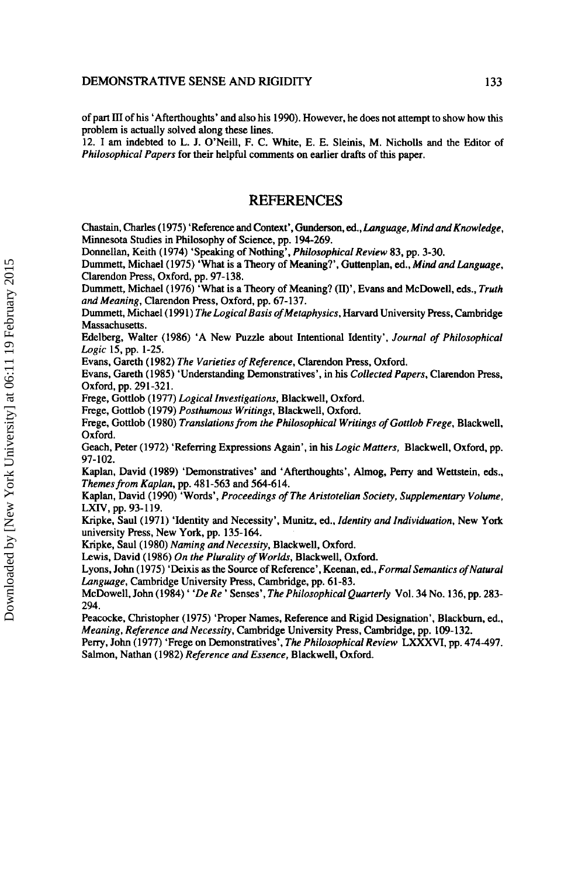of part III of his 'Afterthoughts' and also his 1990). However, he does not attempt to show how this problem is actually solved along these lines.

12. I am indebted to L. J. O'Neill, F. C. White, E. E. Sleinis, M. Nicholls and the Editor of *Philosophical Papers* for their helpful comments on earlier drafts of this paper.

## REFERENCES

Chastain, Charles (1975) 'Reference and Context', Gunderson, ed., *Language, Mind and Knowledge*, Minnesota Studies in Philosophy of Science, pp. 194-269.

Donnellan, Keith (1974) 'Speaking of Nothing', *Philosophical Review* 83, pp. 3-30.

Dummett, Michael (1975) 'What is a Theory of Meaning?', Guttenplan, ed., *Mind and Language*, Clarendon Press, Oxford, pp. 97-138.

Dummett, Michael (1976) 'What is a Theory of Meaning? (II)', Evans and McDowell, eds., *Truth and Meaning*, Clarendon Press, Oxford, pp. 67-137.

Dummett, Michael (1991) *The Logical Basis of Metaphysics*, Harvard University Press, Cambridge Massachusetts.

Edelberg, Walter (1986) 'A New Puzzle about Intentional Identity', *Journal of Philosophical Logic* 15, pp. 1-25.

Evans, Gareth (1982) *The Varieties of Reference*, Clarendon Press, Oxford.

Evans, Gareth (1985) 'Understanding Demonstratives', in his *Collected Papers*, Clarendon Press, Oxford, pp. 291-321.

Frege, Gottlob (1977) *Logical Investigations*, Blackwell, Oxford.

Frege, Gottlob (1979) *Posthumous Writings*, Blackwell, Oxford.

Frege, Gottlob (1980) *Translations from the Philosophical Writings of Gottlob Frege*, Blackwell, Oxford.

Geach, Peter (1972) 'Referring Expressions Again', in his *Logic Matters*, Blackwell, Oxford, pp. 97-102.

Kaplan, David (1989) 'Demonstratives' and 'Afterthoughts', Almog, Perry and Wettstein, eds., *Themes from Kaplan*, pp. 481-563 and 564-614.

Kaplan, David (1990) 'Words', *Proceedings of The Aristotelian Society, Supplementary Volume*, LXIV, pp. 93-119.

Kripke, Saul (1971) 'Identity and Necessity', Munitz, ed., *Identity and Individuation*, New York university Press, New York, pp. 135-164.

Kripke, Saul (1980) *Naming and Necessity*, Blackwell, Oxford.

Lewis, David (1986) *On the Plurality of Worlds*, Blackwell, Oxford.

Lyons, John (1975) 'Deixis as the Source of Reference', Keenan, ed., *Formal Semantics of Natural Language*, Cambridge University Press, Cambridge, pp. 61-83.

McDowell, John (1984) '*De Re*' Senses', *The Philosophical Quarterly* Vol. 34 No. 136, pp. 283-294.

Peacocke, Christopher (1975) 'Proper Names, Reference and Rigid Designation', Blackburn, ed., *Meaning, Reference and Necessity*, Cambridge University Press, Cambridge, pp. 109-132.

Perry, John (1977) 'Frege on Demonstratives', *The Philosophical Review* LXXXVI, pp. 474-497.

Salmon, Nathan (1982) *Reference and Essence*, Blackwell, Oxford.